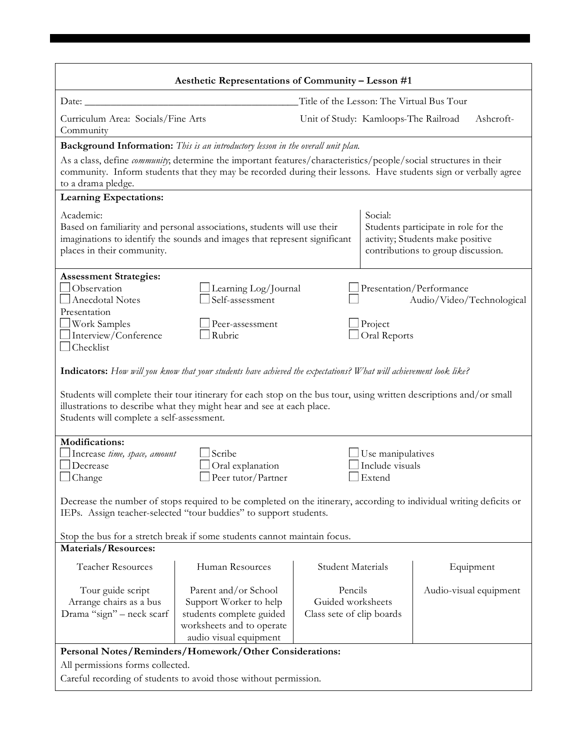## Aesthetic Representations of Community – Lesson #1

Date: ___________________________________________ Title of the Lesson: The Virtual Bus Tour

Curriculum Area: Socials/Fine Arts Unit of Study: Kamloops-The Railroad Ashcroft-Community

**Background Information:** *This is an introductory lesson in the overall unit plan.*

As a class, define *community*; determine the important features/characteristics/people/social structures in their community. Inform students that they may be recorded during their lessons. Have students sign or verbally agree to a drama pledge.

**Learning Expectations:**

| Academic: | Social: |
|---|---|
| Based on familiarity and personal associations, students will use their imaginations to identify the sounds and images that represent significant places in their community. | Students participate in role for the activity; Students make positive contributions to group discussion. |

**Assessment Strategies:**

- ☐ Observation
- ☐ Anecdotal Notes
- ☐ Work Samples
- ☐ Interview/Conference
- ☐ Checklist
- ☐ Learning Log/Journal
- ☐ Self-assessment
- ☐ Peer-assessment
- ☐ Rubric
- ☐ Presentation/Performance
- ☐ Audio/Video/Technological Presentation
- ☐ Project
- ☐ Oral Reports

**Indicators:** *How will you know that your students have achieved the expectations? What will achievement look like?*

Students will complete their tour itinerary for each stop on the bus tour, using written descriptions and/or small illustrations to describe what they might hear and see at each place.
Students will complete a self-assessment.

**Modifications:**

- ☐ Increase *time, space, amount*
- ☐ Decrease
- ☐ Change
- ☐ Scribe
- ☐ Oral explanation
- ☐ Peer tutor/Partner
- ☐ Use manipulatives
- ☐ Include visuals
- ☐ Extend

Decrease the number of stops required to be completed on the itinerary, according to individual writing deficits or IEPs. Assign teacher-selected "tour buddies" to support students.

Stop the bus for a stretch break if some students cannot maintain focus.

**Materials/Resources:**

| Teacher Resources | Human Resources | Student Materials | Equipment |
|---|---|---|---|
| Tour guide script<br>Arrange chairs as a bus<br>Drama "sign" – neck scarf | Parent and/or School Support Worker to help students complete guided worksheets and to operate audio visual equipment | Pencils<br>Guided worksheets<br>Class sete of clip boards | Audio-visual equipment |

**Personal Notes/Reminders/Homework/Other Considerations:**

All permissions forms collected.

Careful recording of students to avoid those without permission.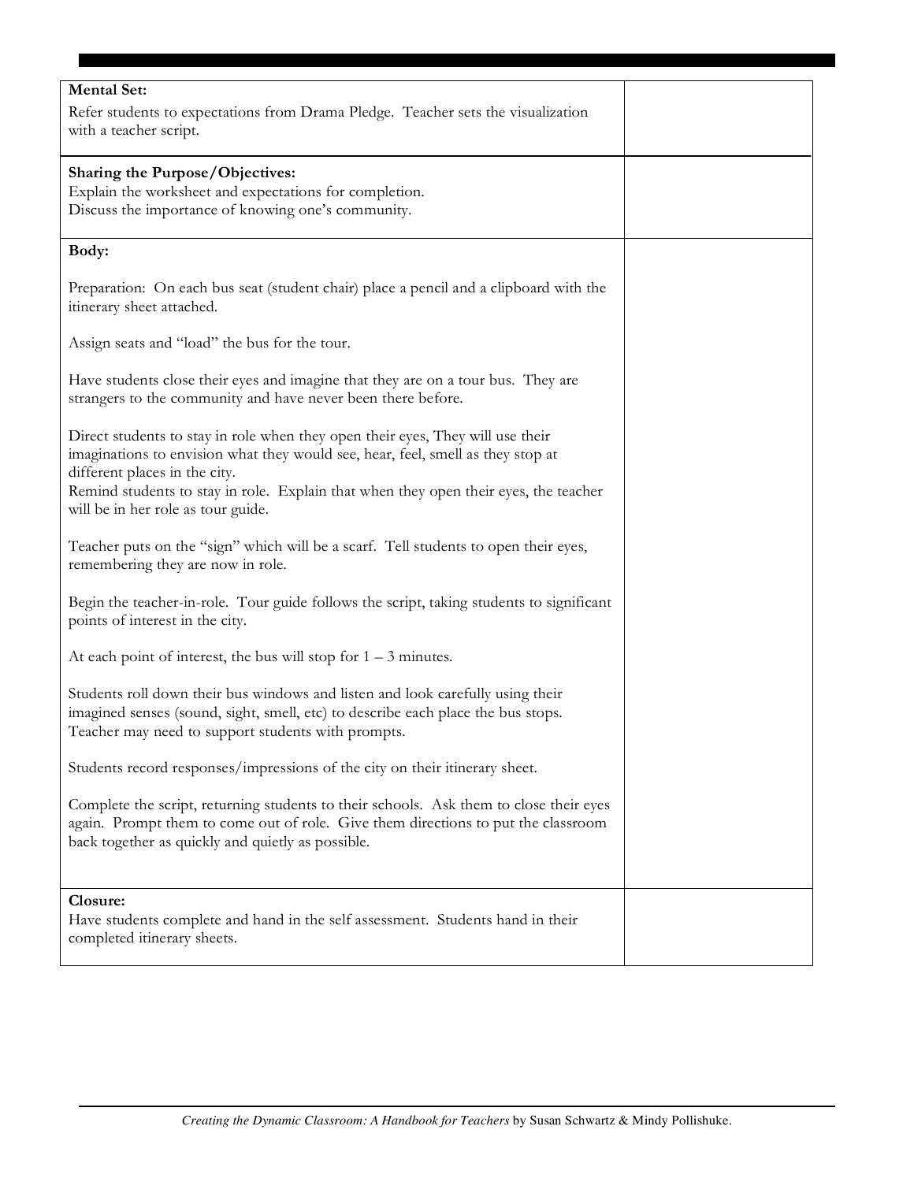| | |
|---|---|
| **Mental Set:**<br>Refer students to expectations from Drama Pledge. Teacher sets the visualization with a teacher script. | |
| **Sharing the Purpose/Objectives:**<br>Explain the worksheet and expectations for completion.<br>Discuss the importance of knowing one's community. | |
| **Body:**<br><br>Preparation: On each bus seat (student chair) place a pencil and a clipboard with the itinerary sheet attached.<br><br>Assign seats and "load" the bus for the tour.<br><br>Have students close their eyes and imagine that they are on a tour bus. They are strangers to the community and have never been there before.<br><br>Direct students to stay in role when they open their eyes, They will use their imaginations to envision what they would see, hear, feel, smell as they stop at different places in the city.<br>Remind students to stay in role. Explain that when they open their eyes, the teacher will be in her role as tour guide.<br><br>Teacher puts on the "sign" which will be a scarf. Tell students to open their eyes, remembering they are now in role.<br><br>Begin the teacher-in-role. Tour guide follows the script, taking students to significant points of interest in the city.<br><br>At each point of interest, the bus will stop for 1 – 3 minutes.<br><br>Students roll down their bus windows and listen and look carefully using their imagined senses (sound, sight, smell, etc) to describe each place the bus stops. Teacher may need to support students with prompts.<br><br>Students record responses/impressions of the city on their itinerary sheet.<br><br>Complete the script, returning students to their schools. Ask them to close their eyes again. Prompt them to come out of role. Give them directions to put the classroom back together as quickly and quietly as possible. | |
| **Closure:**<br>Have students complete and hand in the self assessment. Students hand in their completed itinerary sheets. | |

*Creating the Dynamic Classroom: A Handbook for Teachers* by Susan Schwartz & Mindy Pollishuke.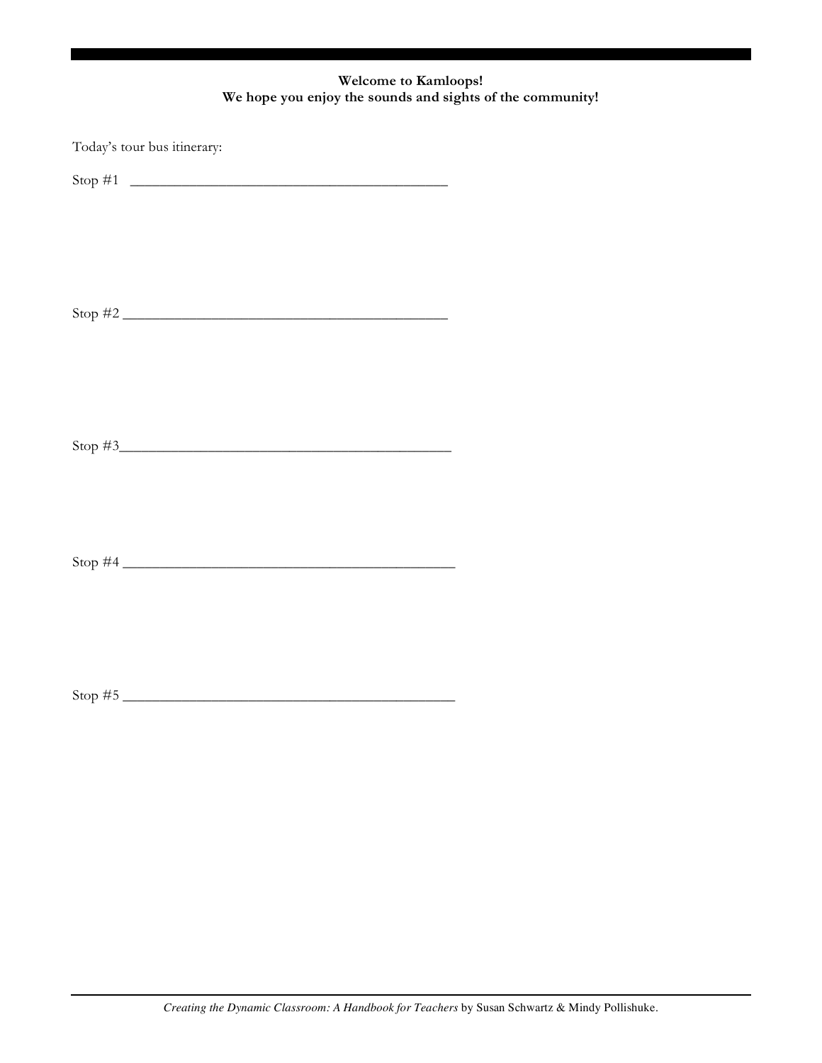**Welcome to Kamloops!**
**We hope you enjoy the sounds and sights of the community!**

Today's tour bus itinerary:

Stop #1 ___________________________________________

Stop #2 ___________________________________________

Stop #3___________________________________________

Stop #4 ___________________________________________

Stop #5 ___________________________________________

*Creating the Dynamic Classroom: A Handbook for Teachers* by Susan Schwartz & Mindy Pollishuke.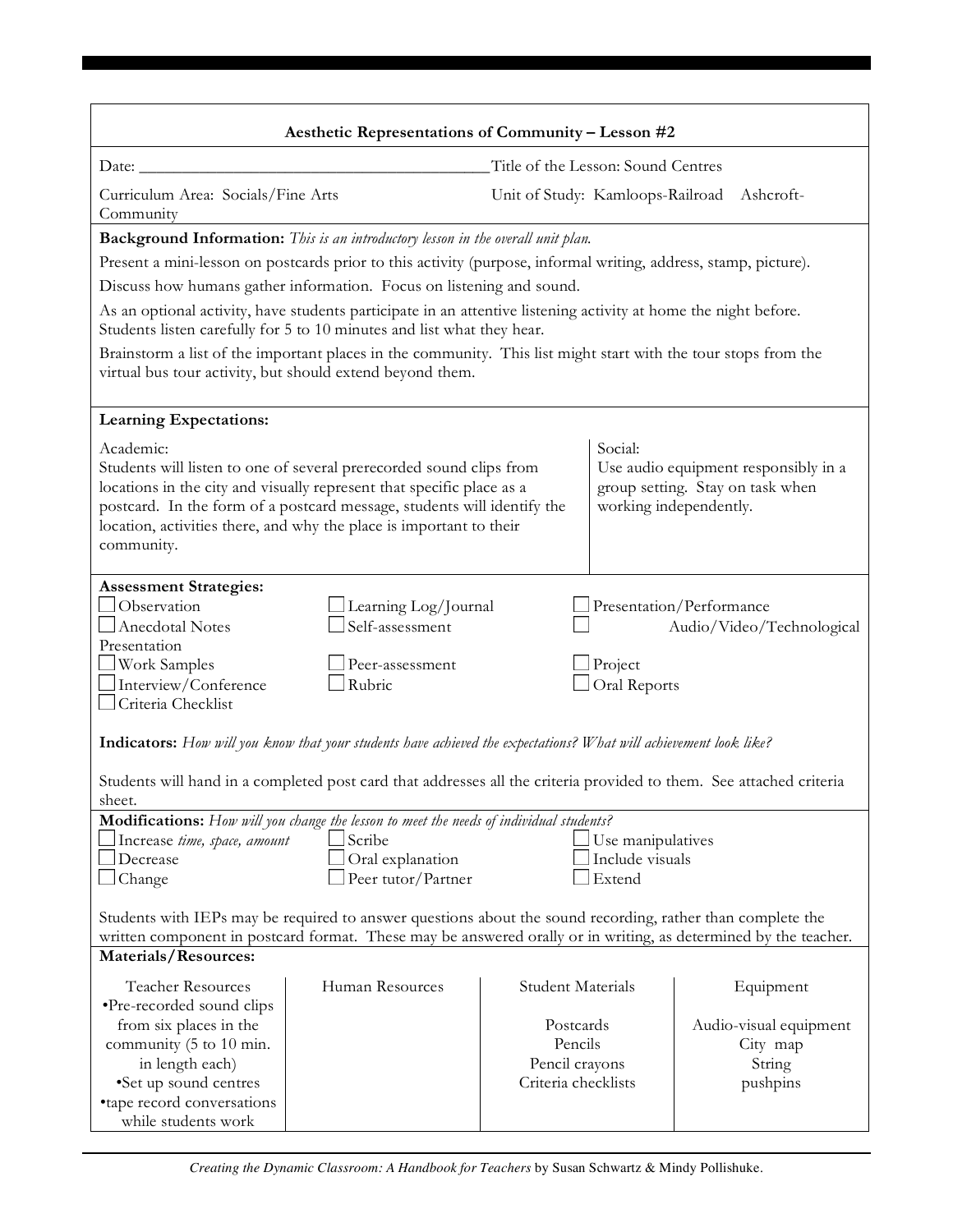## Aesthetic Representations of Community – Lesson #2

Date: ________________________________________ Title of the Lesson: Sound Centres

Curriculum Area: Socials/Fine Arts Unit of Study: Kamloops-Railroad Ashcroft-Community

**Background Information:** *This is an introductory lesson in the overall unit plan.*

Present a mini-lesson on postcards prior to this activity (purpose, informal writing, address, stamp, picture).

Discuss how humans gather information. Focus on listening and sound.

As an optional activity, have students participate in an attentive listening activity at home the night before. Students listen carefully for 5 to 10 minutes and list what they hear.

Brainstorm a list of the important places in the community. This list might start with the tour stops from the virtual bus tour activity, but should extend beyond them.

**Learning Expectations:**

| Academic: | Social: |
|---|---|
| Students will listen to one of several prerecorded sound clips from locations in the city and visually represent that specific place as a postcard. In the form of a postcard message, students will identify the location, activities there, and why the place is important to their community. | Use audio equipment responsibly in a group setting. Stay on task when working independently. |

**Assessment Strategies:**

- ☐ Observation
- ☐ Anecdotal Notes
- ☐ Work Samples
- ☐ Interview/Conference
- ☐ Criteria Checklist
- ☐ Learning Log/Journal
- ☐ Self-assessment
- ☐ Peer-assessment
- ☐ Rubric
- ☐ Presentation/Performance
- ☐ Audio/Video/Technological Presentation
- ☐ Project
- ☐ Oral Reports

**Indicators:** *How will you know that your students have achieved the expectations? What will achievement look like?*

Students will hand in a completed post card that addresses all the criteria provided to them. See attached criteria sheet.

**Modifications:** *How will you change the lesson to meet the needs of individual students?*

- ☐ Increase *time, space, amount*
- ☐ Decrease
- ☐ Change
- ☐ Scribe
- ☐ Oral explanation
- ☐ Peer tutor/Partner
- ☐ Use manipulatives
- ☐ Include visuals
- ☐ Extend

Students with IEPs may be required to answer questions about the sound recording, rather than complete the written component in postcard format. These may be answered orally or in writing, as determined by the teacher.

**Materials/Resources:**

| Teacher Resources | Human Resources | Student Materials | Equipment |
|---|---|---|---|
| •Pre-recorded sound clips from six places in the community (5 to 10 min. in length each)<br>•Set up sound centres<br>•tape record conversations while students work | | Postcards<br>Pencils<br>Pencil crayons<br>Criteria checklists | Audio-visual equipment<br>City map<br>String<br>pushpins |

*Creating the Dynamic Classroom: A Handbook for Teachers* by Susan Schwartz & Mindy Pollishuke.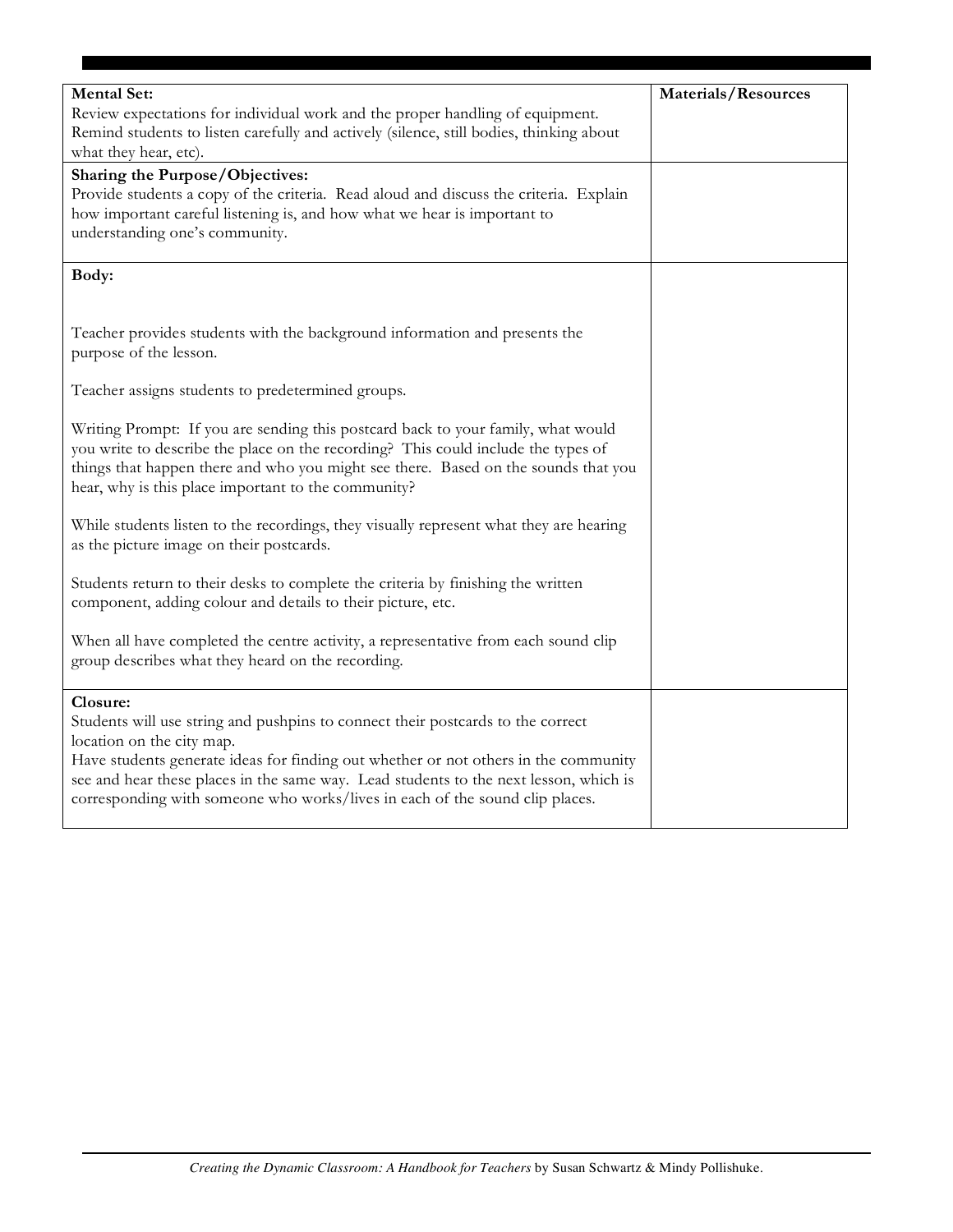| Mental Set:<br>Review expectations for individual work and the proper handling of equipment. Remind students to listen carefully and actively (silence, still bodies, thinking about what they hear, etc). | Materials/Resources |
|---|---|
| **Sharing the Purpose/Objectives:**<br>Provide students a copy of the criteria. Read aloud and discuss the criteria. Explain how important careful listening is, and how what we hear is important to understanding one's community. | |
| **Body:**<br><br>Teacher provides students with the background information and presents the purpose of the lesson.<br><br>Teacher assigns students to predetermined groups.<br><br>Writing Prompt: If you are sending this postcard back to your family, what would you write to describe the place on the recording? This could include the types of things that happen there and who you might see there. Based on the sounds that you hear, why is this place important to the community?<br><br>While students listen to the recordings, they visually represent what they are hearing as the picture image on their postcards.<br><br>Students return to their desks to complete the criteria by finishing the written component, adding colour and details to their picture, etc.<br><br>When all have completed the centre activity, a representative from each sound clip group describes what they heard on the recording. | |
| **Closure:**<br>Students will use string and pushpins to connect their postcards to the correct location on the city map.<br>Have students generate ideas for finding out whether or not others in the community see and hear these places in the same way. Lead students to the next lesson, which is corresponding with someone who works/lives in each of the sound clip places. | |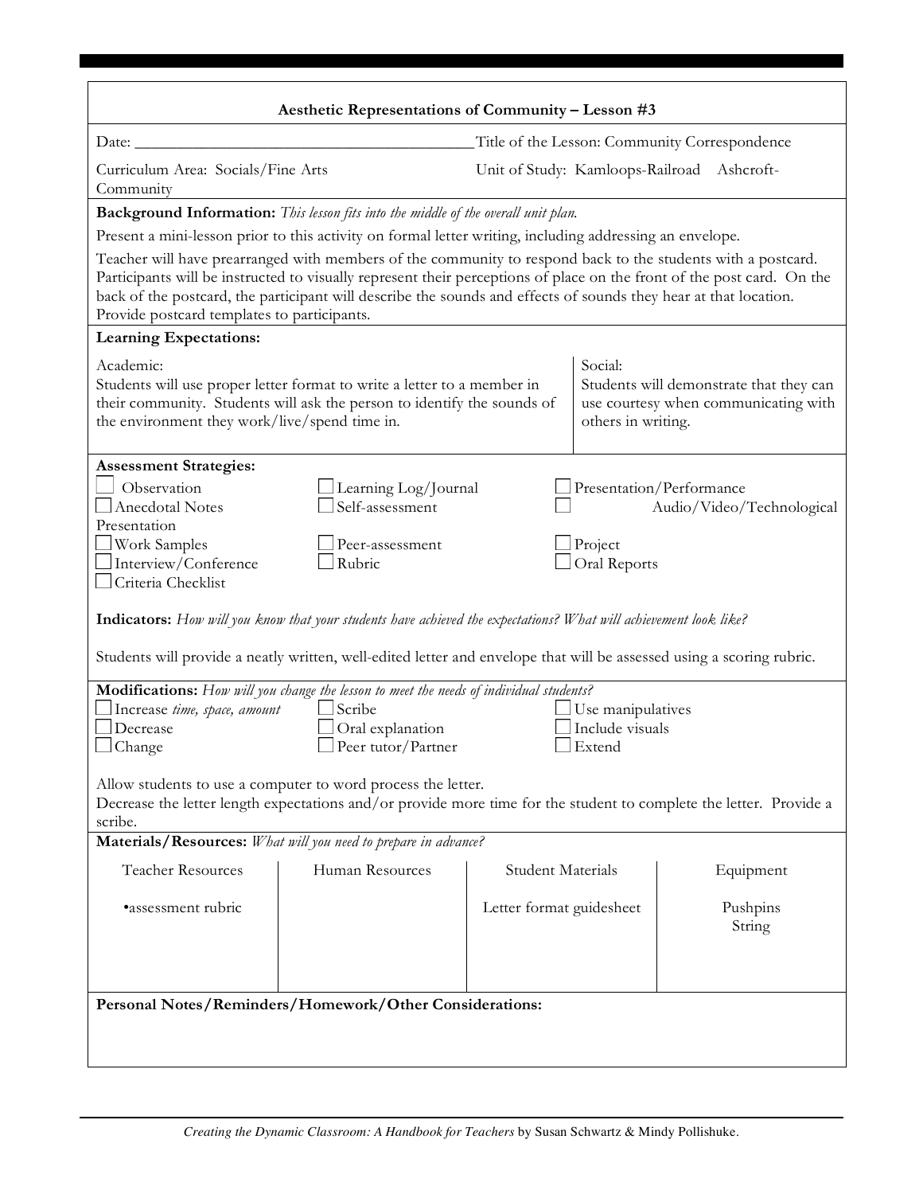## Aesthetic Representations of Community – Lesson #3

Date: ___________________________________________ Title of the Lesson: Community Correspondence

Curriculum Area: Socials/Fine Arts Community

Unit of Study: Kamloops-Railroad Ashcroft-

**Background Information:** *This lesson fits into the middle of the overall unit plan.*

Present a mini-lesson prior to this activity on formal letter writing, including addressing an envelope.

Teacher will have prearranged with members of the community to respond back to the students with a postcard. Participants will be instructed to visually represent their perceptions of place on the front of the post card. On the back of the postcard, the participant will describe the sounds and effects of sounds they hear at that location. Provide postcard templates to participants.

**Learning Expectations:**

| Academic: | Social: |
|---|---|
| Students will use proper letter format to write a letter to a member in their community. Students will ask the person to identify the sounds of the environment they work/live/spend time in. | Students will demonstrate that they can use courtesy when communicating with others in writing. |

**Assessment Strategies:**

- ☐ Observation
- ☐ Anecdotal Notes
- ☐ Work Samples
- ☐ Interview/Conference
- ☐ Criteria Checklist
- ☐ Learning Log/Journal
- ☐ Self-assessment
- ☐ Peer-assessment
- ☐ Rubric
- ☐ Presentation/Performance
- ☐ Audio/Video/Technological Presentation
- ☐ Project
- ☐ Oral Reports

**Indicators:** *How will you know that your students have achieved the expectations? What will achievement look like?*

Students will provide a neatly written, well-edited letter and envelope that will be assessed using a scoring rubric.

**Modifications:** *How will you change the lesson to meet the needs of individual students?*

- ☐ Increase *time, space, amount*
- ☐ Decrease
- ☐ Change
- ☐ Scribe
- ☐ Oral explanation
- ☐ Peer tutor/Partner
- ☐ Use manipulatives
- ☐ Include visuals
- ☐ Extend

Allow students to use a computer to word process the letter.
Decrease the letter length expectations and/or provide more time for the student to complete the letter. Provide a scribe.

**Materials/Resources:** *What will you need to prepare in advance?*

| Teacher Resources | Human Resources | Student Materials | Equipment |
|---|---|---|---|
| •assessment rubric | | Letter format guidesheet | Pushpins<br>String |

**Personal Notes/Reminders/Homework/Other Considerations:**

*Creating the Dynamic Classroom: A Handbook for Teachers* by Susan Schwartz & Mindy Pollishuke.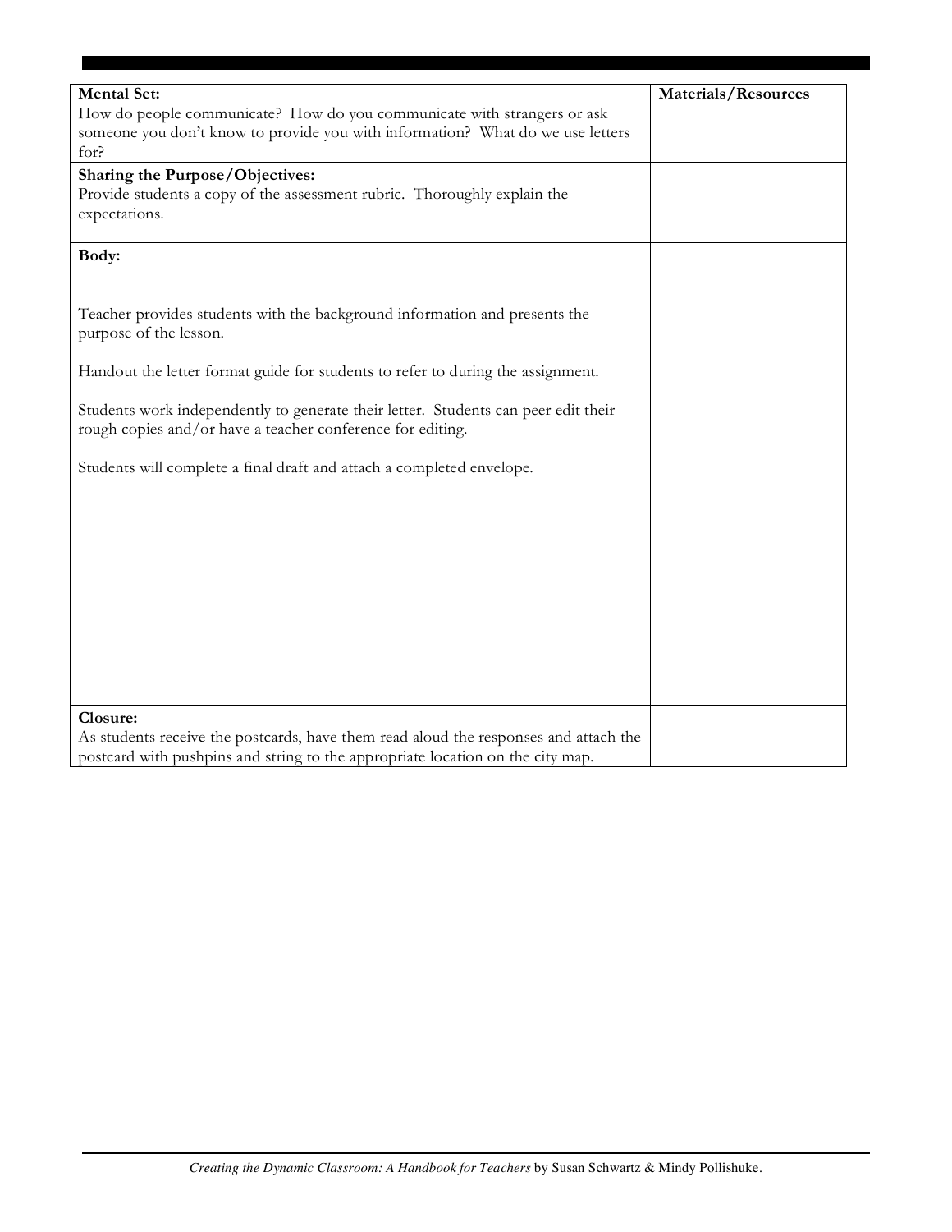| Mental Set: How do people communicate? How do you communicate with strangers or ask someone you don't know to provide you with information? What do we use letters for? | Materials/Resources |
|---|---|
| **Sharing the Purpose/Objectives:** Provide students a copy of the assessment rubric. Thoroughly explain the expectations. | |
| **Body:**<br><br>Teacher provides students with the background information and presents the purpose of the lesson.<br><br>Handout the letter format guide for students to refer to during the assignment.<br><br>Students work independently to generate their letter. Students can peer edit their rough copies and/or have a teacher conference for editing.<br><br>Students will complete a final draft and attach a completed envelope. | |
| **Closure:** As students receive the postcards, have them read aloud the responses and attach the postcard with pushpins and string to the appropriate location on the city map. | |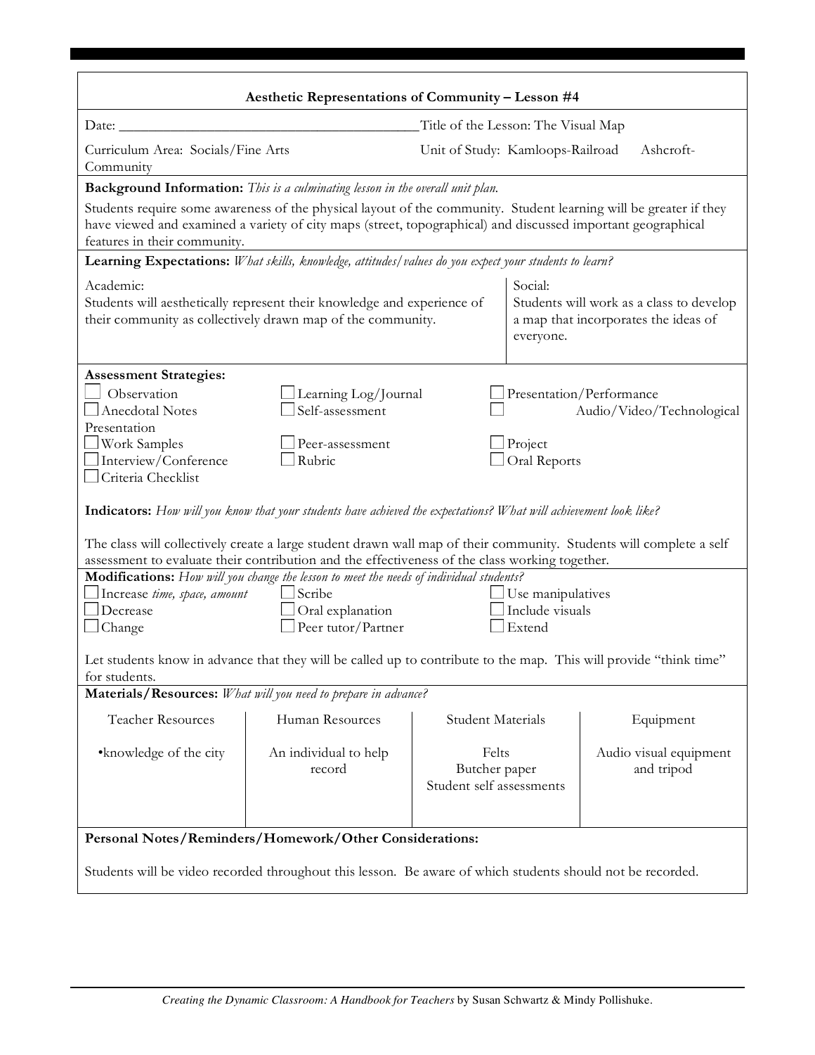## Aesthetic Representations of Community – Lesson #4

Date: ________________________________________ Title of the Lesson: The Visual Map

Curriculum Area: Socials/Fine Arts Unit of Study: Kamloops-Railroad Ashcroft-Community

**Background Information:** *This is a culminating lesson in the overall unit plan.*

Students require some awareness of the physical layout of the community. Student learning will be greater if they have viewed and examined a variety of city maps (street, topographical) and discussed important geographical features in their community.

**Learning Expectations:** *What skills, knowledge, attitudes/values do you expect your students to learn?*

| Academic: | Social: |
|---|---|
| Students will aesthetically represent their knowledge and experience of their community as collectively drawn map of the community. | Students will work as a class to develop a map that incorporates the ideas of everyone. |

**Assessment Strategies:**

- ☐ Observation
- ☐ Anecdotal Notes
- ☐ Work Samples
- ☐ Interview/Conference
- ☐ Criteria Checklist
- ☐ Learning Log/Journal
- ☐ Self-assessment
- ☐ Peer-assessment
- ☐ Rubric
- ☐ Presentation/Performance
- ☐ Audio/Video/Technological Presentation
- ☐ Project
- ☐ Oral Reports

**Indicators:** *How will you know that your students have achieved the expectations? What will achievement look like?*

The class will collectively create a large student drawn wall map of their community. Students will complete a self assessment to evaluate their contribution and the effectiveness of the class working together.

**Modifications:** *How will you change the lesson to meet the needs of individual students?*

- ☐ Increase *time, space, amount*
- ☐ Decrease
- ☐ Change
- ☐ Scribe
- ☐ Oral explanation
- ☐ Peer tutor/Partner
- ☐ Use manipulatives
- ☐ Include visuals
- ☐ Extend

Let students know in advance that they will be called up to contribute to the map. This will provide "think time" for students.

**Materials/Resources:** *What will you need to prepare in advance?*

| Teacher Resources | Human Resources | Student Materials | Equipment |
|---|---|---|---|
| •knowledge of the city | An individual to help record | Felts<br>Butcher paper<br>Student self assessments | Audio visual equipment and tripod |

**Personal Notes/Reminders/Homework/Other Considerations:**

Students will be video recorded throughout this lesson. Be aware of which students should not be recorded.

*Creating the Dynamic Classroom: A Handbook for Teachers* by Susan Schwartz & Mindy Pollishuke.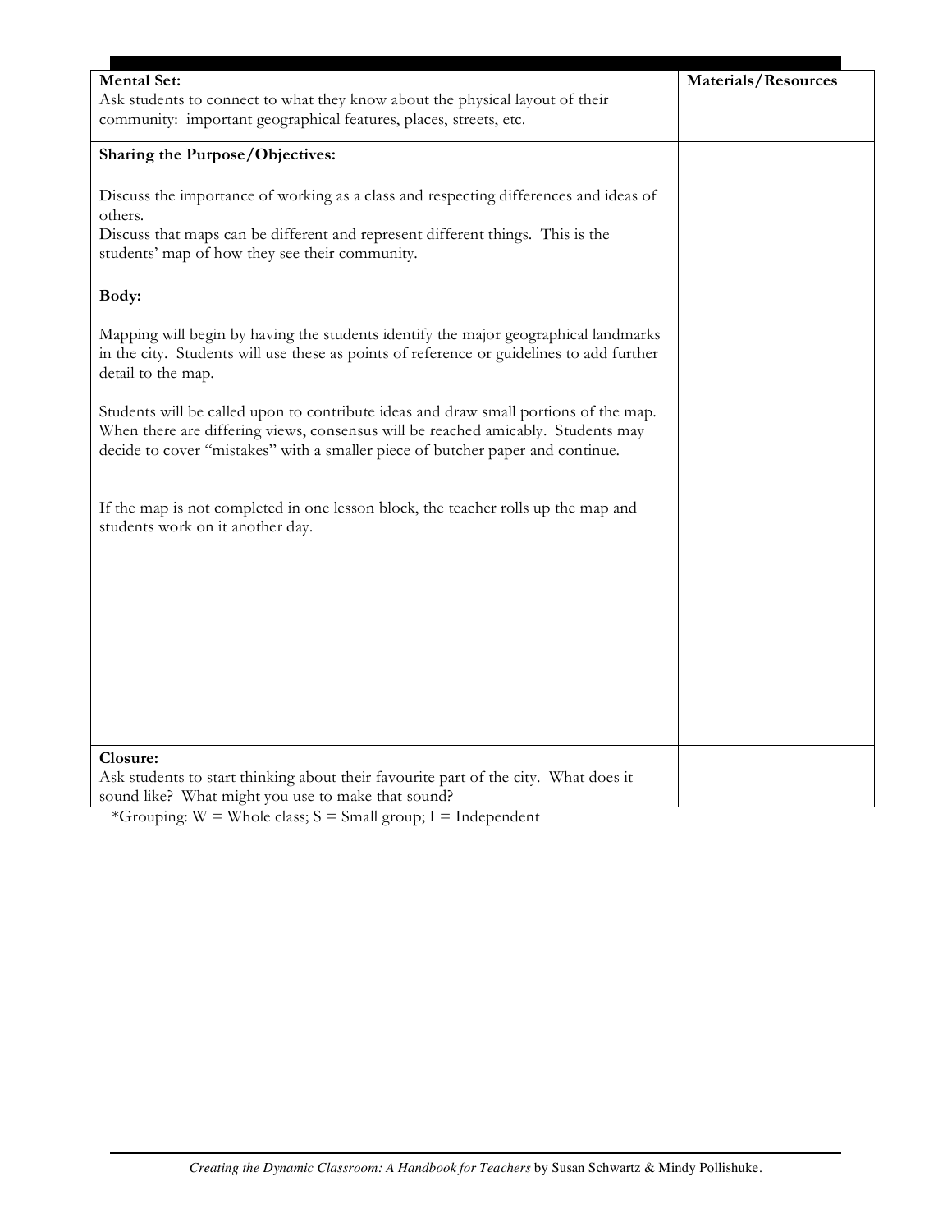| | Materials/Resources |
|---|---|
| **Mental Set:**<br>Ask students to connect to what they know about the physical layout of their community: important geographical features, places, streets, etc. | |
| **Sharing the Purpose/Objectives:**<br><br>Discuss the importance of working as a class and respecting differences and ideas of others.<br>Discuss that maps can be different and represent different things. This is the students' map of how they see their community. | |
| **Body:**<br><br>Mapping will begin by having the students identify the major geographical landmarks in the city. Students will use these as points of reference or guidelines to add further detail to the map.<br><br>Students will be called upon to contribute ideas and draw small portions of the map. When there are differing views, consensus will be reached amicably. Students may decide to cover "mistakes" with a smaller piece of butcher paper and continue.<br><br>If the map is not completed in one lesson block, the teacher rolls up the map and students work on it another day. | |
| **Closure:**<br>Ask students to start thinking about their favourite part of the city. What does it sound like? What might you use to make that sound? | |

*Grouping: W = Whole class; S = Small group; I = Independent

*Creating the Dynamic Classroom: A Handbook for Teachers* by Susan Schwartz & Mindy Pollishuke.